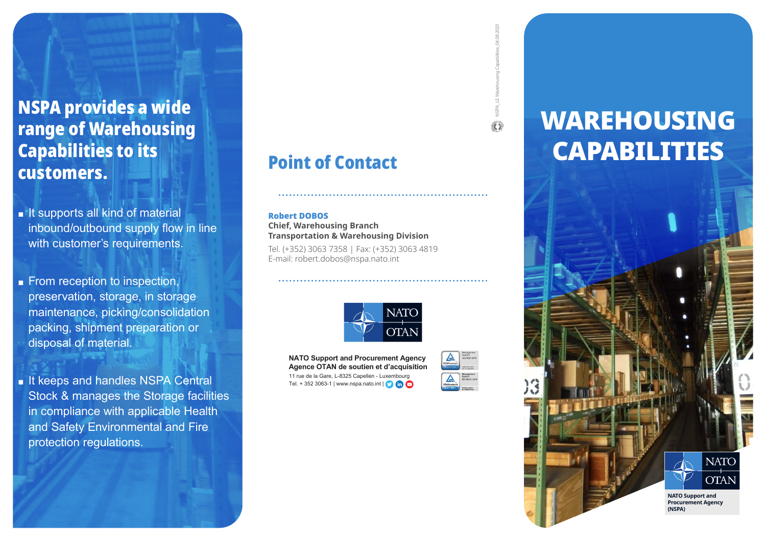# WAREHOUSING CAPABILITIES

NATO OTAN

NATO Support and Procurement Agency (NSPA)

## NSPA provides a wide range of Warehousing Capabilities to its customers.

- It supports all kind of material inbound/outbound supply flow in line with customer's requirements.
- From reception to inspection, preservation, storage, in storage maintenance, picking/consolidation packing, shipment preparation or disposal of material.
- It keeps and handles NSPA Central Stock & manages the Storage facilities in compliance with applicable Health and Safety Environmental and Fire protection regulations.

## Point of Contact

**Robert DOBOS**
**Chief, Warehousing Branch**
**Transportation & Warehousing Division**
Tel. (+352) 3063 7358 | Fax: (+352) 3063 4819
E-mail: robert.dobos@nspa.nato.int

NATO OTAN

**NATO Support and Procurement Agency**
**Agence OTAN de soutien et d'acquisition**
11 rue de la Gare, L-8325 Capellen - Luxembourg
Tel. + 352 3063-1 | www.nspa.nato.int |

NSPA_LS Warehousing Capabilities_04.06.2021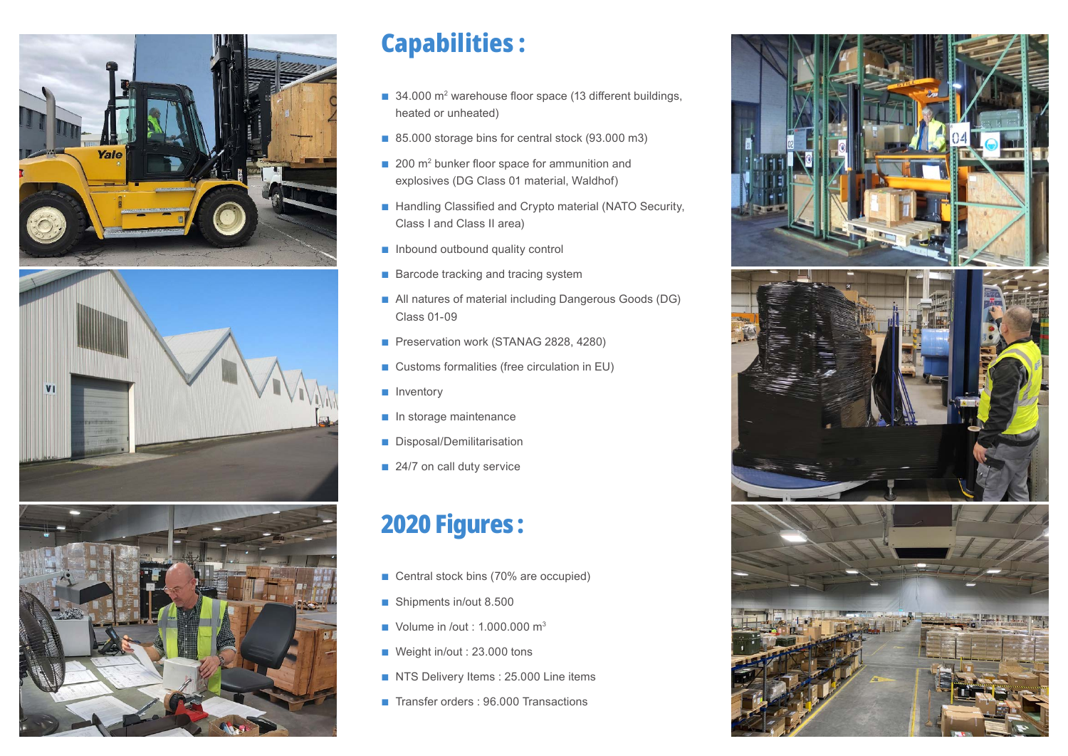## Capabilities :

- 34.000 $m^2$ warehouse floor space (13 different buildings, heated or unheated)
- 85.000 storage bins for central stock (93.000 m3)
- 200 $m^2$ bunker floor space for ammunition and explosives (DG Class 01 material, Waldhof)
- Handling Classified and Crypto material (NATO Security, Class I and Class II area)
- Inbound outbound quality control
- Barcode tracking and tracing system
- All natures of material including Dangerous Goods (DG) Class 01-09
- Preservation work (STANAG 2828, 4280)
- Customs formalities (free circulation in EU)
- Inventory
- In storage maintenance
- Disposal/Demilitarisation
- 24/7 on call duty service

## 2020 Figures :

- Central stock bins (70% are occupied)
- Shipments in/out 8.500
- Volume in /out : 1.000.000 $m^3$
- Weight in/out : 23.000 tons
- NTS Delivery Items : 25.000 Line items
- Transfer orders : 96.000 Transactions